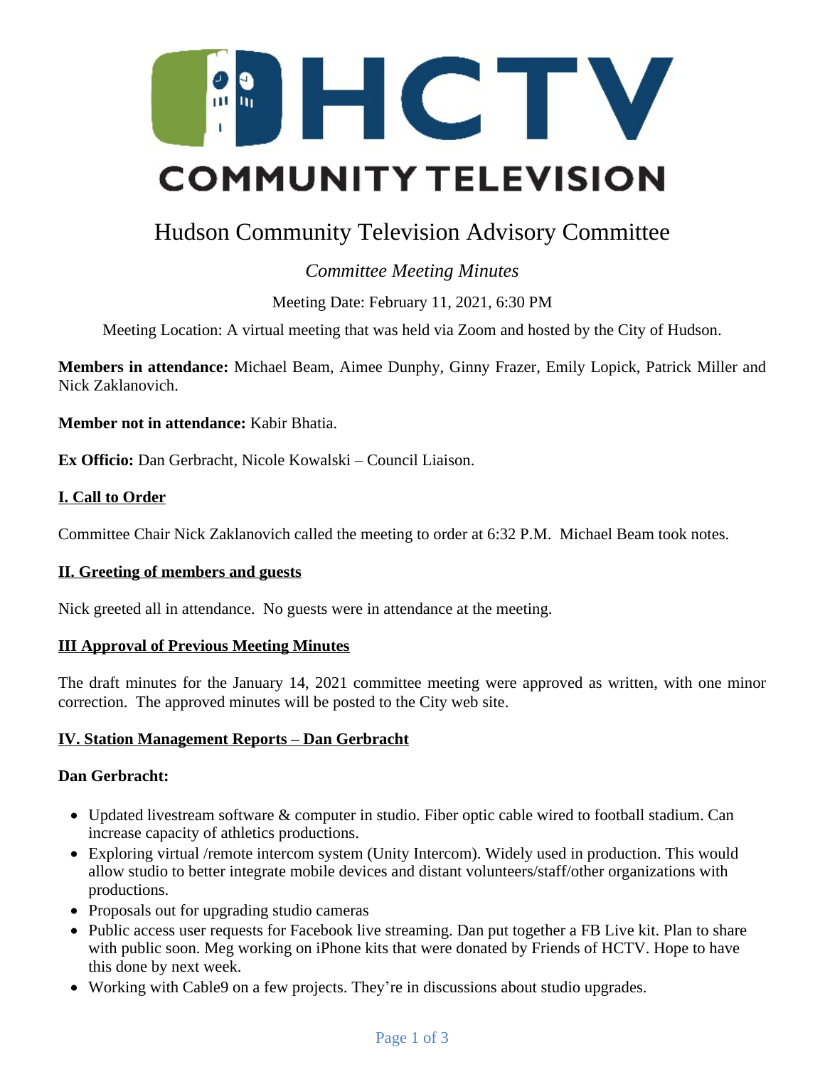# HCTV COMMUNITY TELEVISION

## Hudson Community Television Advisory Committee

*Committee Meeting Minutes*

Meeting Date: February 11, 2021, 6:30 PM

Meeting Location: A virtual meeting that was held via Zoom and hosted by the City of Hudson.

**Members in attendance:** Michael Beam, Aimee Dunphy, Ginny Frazer, Emily Lopick, Patrick Miller and Nick Zaklanovich.

**Member not in attendance:** Kabir Bhatia.

**Ex Officio:** Dan Gerbracht, Nicole Kowalski – Council Liaison.

### I. Call to Order

Committee Chair Nick Zaklanovich called the meeting to order at 6:32 P.M. Michael Beam took notes.

### II. Greeting of members and guests

Nick greeted all in attendance. No guests were in attendance at the meeting.

### III Approval of Previous Meeting Minutes

The draft minutes for the January 14, 2021 committee meeting were approved as written, with one minor correction. The approved minutes will be posted to the City web site.

### IV. Station Management Reports – Dan Gerbracht

**Dan Gerbracht:**

- Updated livestream software & computer in studio. Fiber optic cable wired to football stadium. Can increase capacity of athletics productions.
- Exploring virtual /remote intercom system (Unity Intercom). Widely used in production. This would allow studio to better integrate mobile devices and distant volunteers/staff/other organizations with productions.
- Proposals out for upgrading studio cameras
- Public access user requests for Facebook live streaming. Dan put together a FB Live kit. Plan to share with public soon. Meg working on iPhone kits that were donated by Friends of HCTV. Hope to have this done by next week.
- Working with Cable9 on a few projects. They're in discussions about studio upgrades.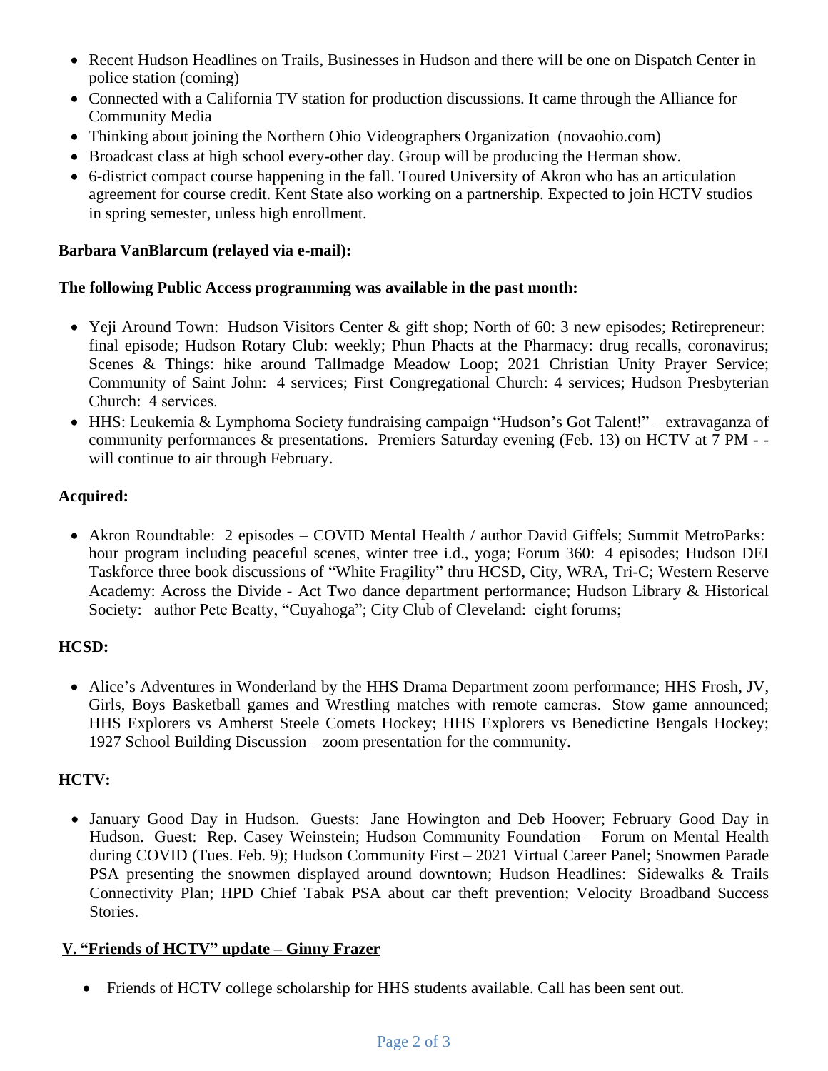- Recent Hudson Headlines on Trails, Businesses in Hudson and there will be one on Dispatch Center in police station (coming)
- Connected with a California TV station for production discussions. It came through the Alliance for Community Media
- Thinking about joining the Northern Ohio Videographers Organization (novaohio.com)
- Broadcast class at high school every-other day. Group will be producing the Herman show.
- 6-district compact course happening in the fall. Toured University of Akron who has an articulation agreement for course credit. Kent State also working on a partnership. Expected to join HCTV studios in spring semester, unless high enrollment.

**Barbara VanBlarcum (relayed via e-mail):**

**The following Public Access programming was available in the past month:**

- Yeji Around Town: Hudson Visitors Center & gift shop; North of 60: 3 new episodes; Retirepreneur: final episode; Hudson Rotary Club: weekly; Phun Phacts at the Pharmacy: drug recalls, coronavirus; Scenes & Things: hike around Tallmadge Meadow Loop; 2021 Christian Unity Prayer Service; Community of Saint John: 4 services; First Congregational Church: 4 services; Hudson Presbyterian Church: 4 services.
- HHS: Leukemia & Lymphoma Society fundraising campaign "Hudson's Got Talent!" – extravaganza of community performances & presentations. Premiers Saturday evening (Feb. 13) on HCTV at 7 PM - - will continue to air through February.

**Acquired:**

- Akron Roundtable: 2 episodes – COVID Mental Health / author David Giffels; Summit MetroParks: hour program including peaceful scenes, winter tree i.d., yoga; Forum 360: 4 episodes; Hudson DEI Taskforce three book discussions of "White Fragility" thru HCSD, City, WRA, Tri-C; Western Reserve Academy: Across the Divide - Act Two dance department performance; Hudson Library & Historical Society: author Pete Beatty, "Cuyahoga"; City Club of Cleveland: eight forums;

**HCSD:**

- Alice's Adventures in Wonderland by the HHS Drama Department zoom performance; HHS Frosh, JV, Girls, Boys Basketball games and Wrestling matches with remote cameras. Stow game announced; HHS Explorers vs Amherst Steele Comets Hockey; HHS Explorers vs Benedictine Bengals Hockey; 1927 School Building Discussion – zoom presentation for the community.

**HCTV:**

- January Good Day in Hudson. Guests: Jane Howington and Deb Hoover; February Good Day in Hudson. Guest: Rep. Casey Weinstein; Hudson Community Foundation – Forum on Mental Health during COVID (Tues. Feb. 9); Hudson Community First – 2021 Virtual Career Panel; Snowmen Parade PSA presenting the snowmen displayed around downtown; Hudson Headlines: Sidewalks & Trails Connectivity Plan; HPD Chief Tabak PSA about car theft prevention; Velocity Broadband Success Stories.

## V. "Friends of HCTV" update – Ginny Frazer

- Friends of HCTV college scholarship for HHS students available. Call has been sent out.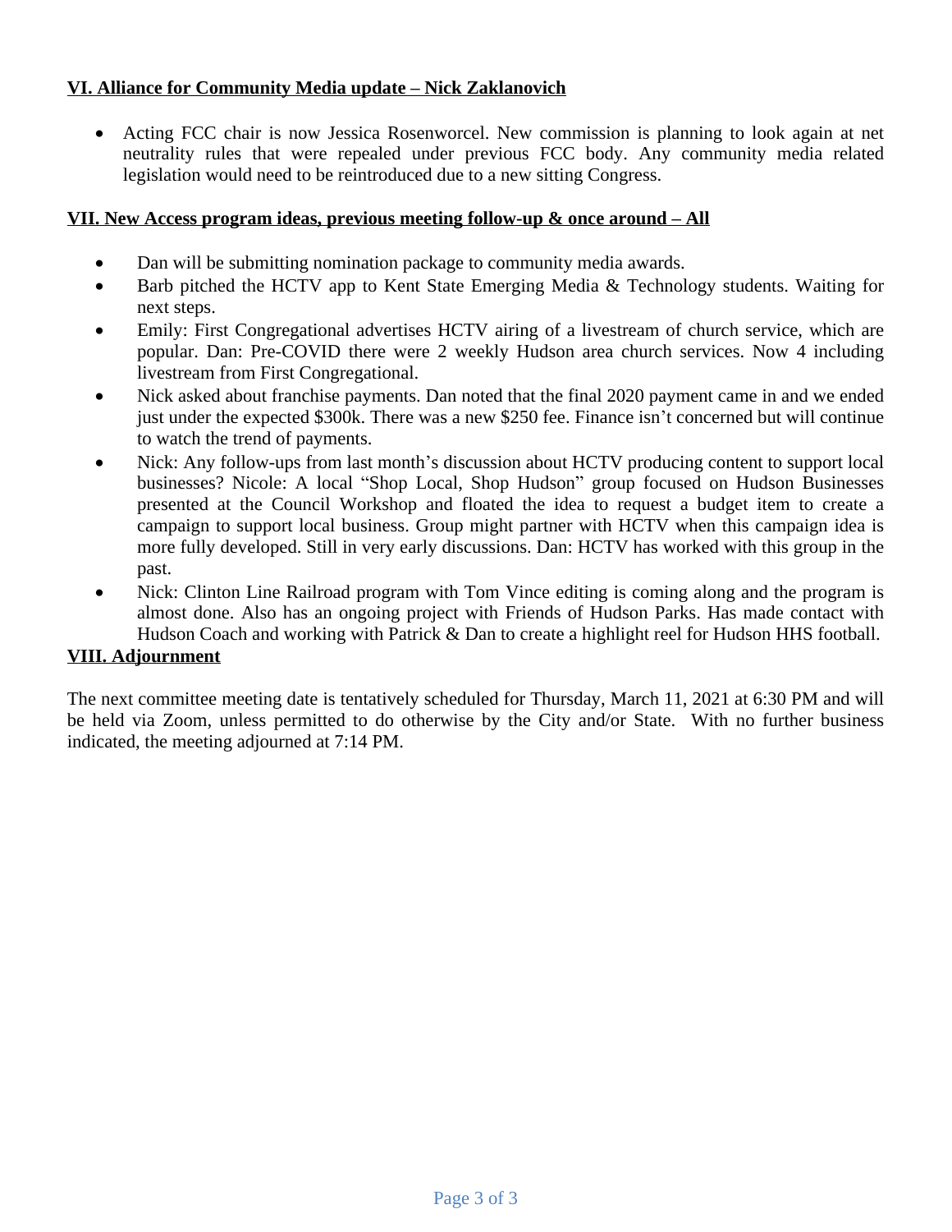## VI. Alliance for Community Media update – Nick Zaklanovich

- Acting FCC chair is now Jessica Rosenworcel. New commission is planning to look again at net neutrality rules that were repealed under previous FCC body. Any community media related legislation would need to be reintroduced due to a new sitting Congress.

## VII. New Access program ideas, previous meeting follow-up & once around – All

- Dan will be submitting nomination package to community media awards.
- Barb pitched the HCTV app to Kent State Emerging Media & Technology students. Waiting for next steps.
- Emily: First Congregational advertises HCTV airing of a livestream of church service, which are popular. Dan: Pre-COVID there were 2 weekly Hudson area church services. Now 4 including livestream from First Congregational.
- Nick asked about franchise payments. Dan noted that the final 2020 payment came in and we ended just under the expected $300k. There was a new $250 fee. Finance isn't concerned but will continue to watch the trend of payments.
- Nick: Any follow-ups from last month's discussion about HCTV producing content to support local businesses? Nicole: A local "Shop Local, Shop Hudson" group focused on Hudson Businesses presented at the Council Workshop and floated the idea to request a budget item to create a campaign to support local business. Group might partner with HCTV when this campaign idea is more fully developed. Still in very early discussions. Dan: HCTV has worked with this group in the past.
- Nick: Clinton Line Railroad program with Tom Vince editing is coming along and the program is almost done. Also has an ongoing project with Friends of Hudson Parks. Has made contact with Hudson Coach and working with Patrick & Dan to create a highlight reel for Hudson HHS football.

## VIII. Adjournment

The next committee meeting date is tentatively scheduled for Thursday, March 11, 2021 at 6:30 PM and will be held via Zoom, unless permitted to do otherwise by the City and/or State. With no further business indicated, the meeting adjourned at 7:14 PM.